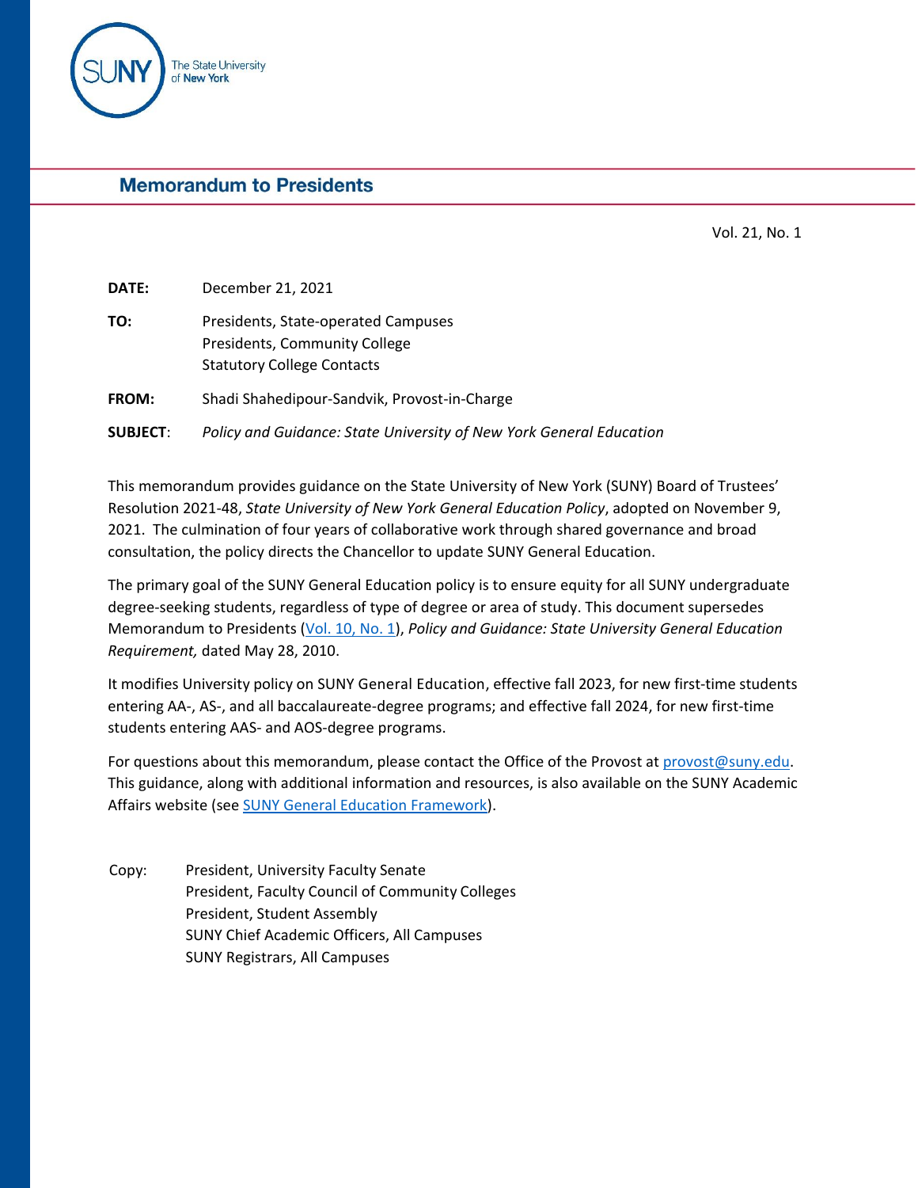## Memorandum to Presidents

Vol. 21, No. 1

**DATE:** December 21, 2021

**TO:** Presidents, State-operated Campuses
Presidents, Community College
Statutory College Contacts

**FROM:** Shadi Shahedipour-Sandvik, Provost-in-Charge

**SUBJECT**: *Policy and Guidance: State University of New York General Education*

This memorandum provides guidance on the State University of New York (SUNY) Board of Trustees' Resolution 2021-48, *State University of New York General Education Policy*, adopted on November 9, 2021. The culmination of four years of collaborative work through shared governance and broad consultation, the policy directs the Chancellor to update SUNY General Education.

The primary goal of the SUNY General Education policy is to ensure equity for all SUNY undergraduate degree-seeking students, regardless of type of degree or area of study. This document supersedes Memorandum to Presidents (Vol. 10, No. 1), *Policy and Guidance: State University General Education Requirement,* dated May 28, 2010.

It modifies University policy on SUNY General Education, effective fall 2023, for new first-time students entering AA-, AS-, and all baccalaureate-degree programs; and effective fall 2024, for new first-time students entering AAS- and AOS-degree programs.

For questions about this memorandum, please contact the Office of the Provost at provost@suny.edu. This guidance, along with additional information and resources, is also available on the SUNY Academic Affairs website (see SUNY General Education Framework).

Copy: President, University Faculty Senate
President, Faculty Council of Community Colleges
President, Student Assembly
SUNY Chief Academic Officers, All Campuses
SUNY Registrars, All Campuses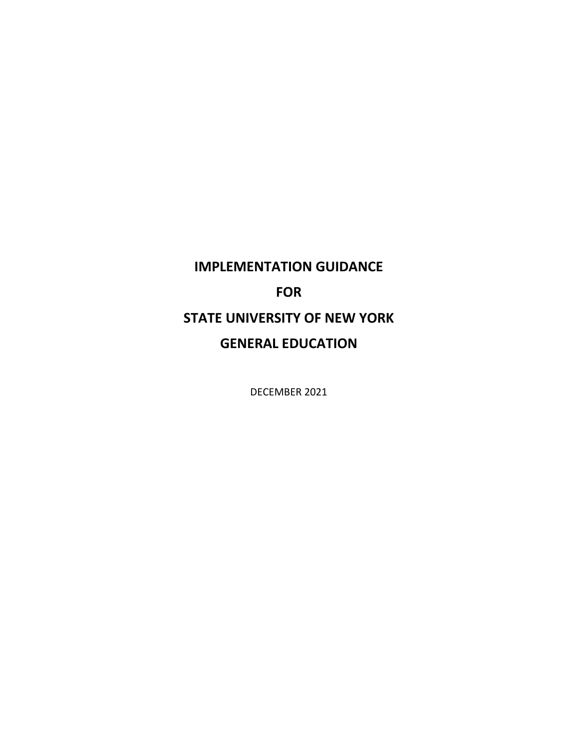# IMPLEMENTATION GUIDANCE

# FOR

# STATE UNIVERSITY OF NEW YORK

# GENERAL EDUCATION

DECEMBER 2021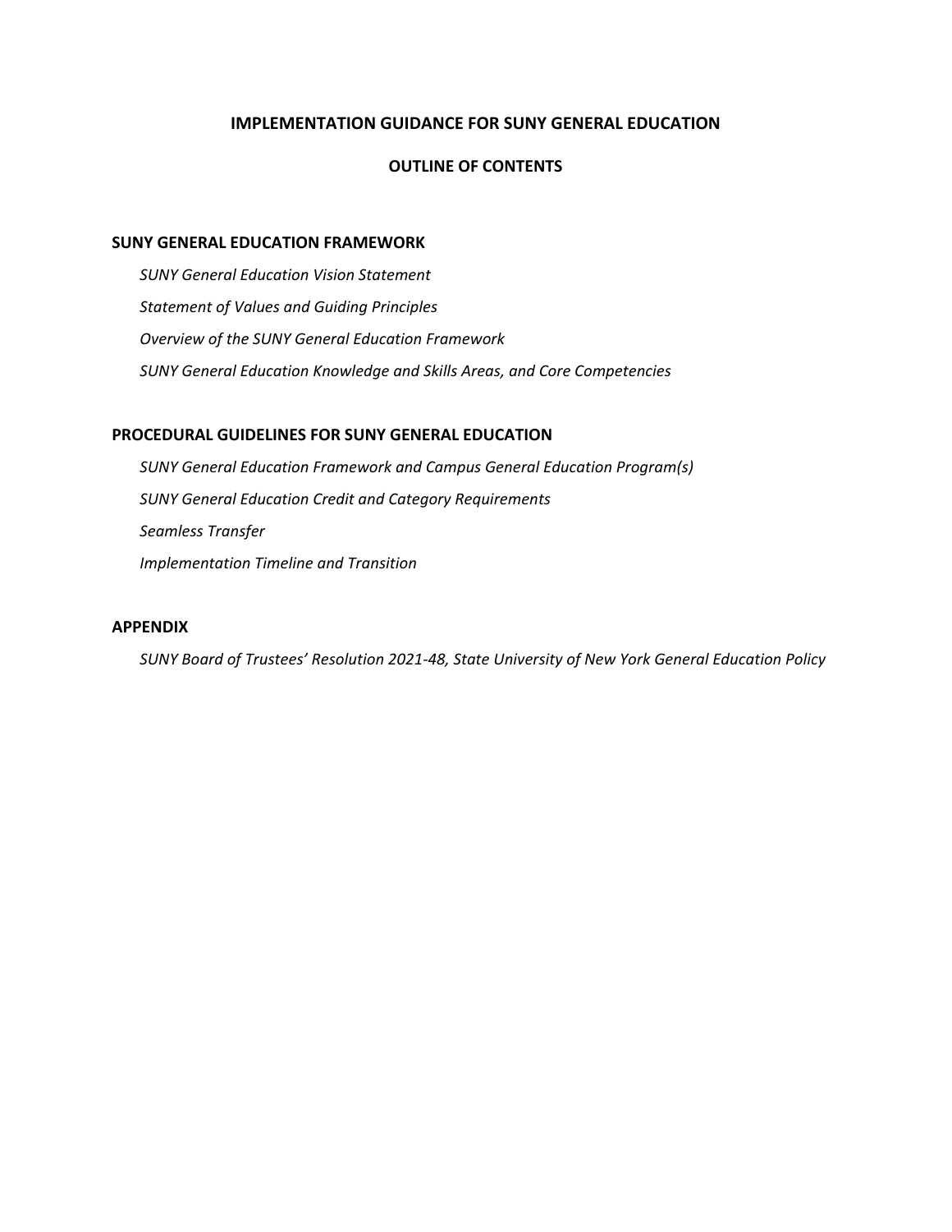# IMPLEMENTATION GUIDANCE FOR SUNY GENERAL EDUCATION

## OUTLINE OF CONTENTS

### SUNY GENERAL EDUCATION FRAMEWORK

*SUNY General Education Vision Statement*

*Statement of Values and Guiding Principles*

*Overview of the SUNY General Education Framework*

*SUNY General Education Knowledge and Skills Areas, and Core Competencies*

### PROCEDURAL GUIDELINES FOR SUNY GENERAL EDUCATION

*SUNY General Education Framework and Campus General Education Program(s)*

*SUNY General Education Credit and Category Requirements*

*Seamless Transfer*

*Implementation Timeline and Transition*

### APPENDIX

*SUNY Board of Trustees' Resolution 2021-48, State University of New York General Education Policy*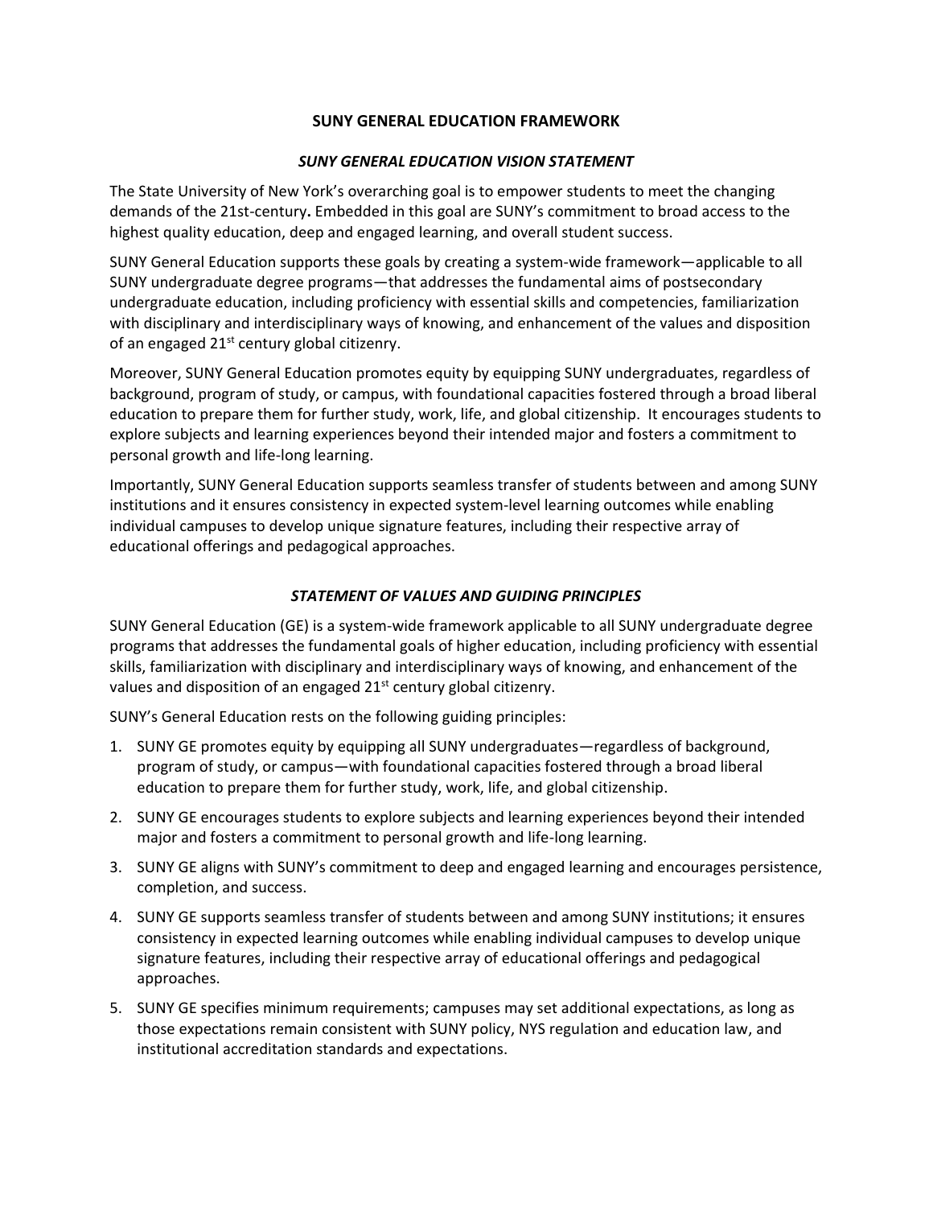# SUNY GENERAL EDUCATION FRAMEWORK

## *SUNY GENERAL EDUCATION VISION STATEMENT*

The State University of New York's overarching goal is to empower students to meet the changing demands of the 21st-century**.** Embedded in this goal are SUNY's commitment to broad access to the highest quality education, deep and engaged learning, and overall student success.

SUNY General Education supports these goals by creating a system-wide framework—applicable to all SUNY undergraduate degree programs—that addresses the fundamental aims of postsecondary undergraduate education, including proficiency with essential skills and competencies, familiarization with disciplinary and interdisciplinary ways of knowing, and enhancement of the values and disposition of an engaged 21st century global citizenry.

Moreover, SUNY General Education promotes equity by equipping SUNY undergraduates, regardless of background, program of study, or campus, with foundational capacities fostered through a broad liberal education to prepare them for further study, work, life, and global citizenship. It encourages students to explore subjects and learning experiences beyond their intended major and fosters a commitment to personal growth and life-long learning.

Importantly, SUNY General Education supports seamless transfer of students between and among SUNY institutions and it ensures consistency in expected system-level learning outcomes while enabling individual campuses to develop unique signature features, including their respective array of educational offerings and pedagogical approaches.

## *STATEMENT OF VALUES AND GUIDING PRINCIPLES*

SUNY General Education (GE) is a system-wide framework applicable to all SUNY undergraduate degree programs that addresses the fundamental goals of higher education, including proficiency with essential skills, familiarization with disciplinary and interdisciplinary ways of knowing, and enhancement of the values and disposition of an engaged 21st century global citizenry.

SUNY's General Education rests on the following guiding principles:

1. SUNY GE promotes equity by equipping all SUNY undergraduates—regardless of background, program of study, or campus—with foundational capacities fostered through a broad liberal education to prepare them for further study, work, life, and global citizenship.
2. SUNY GE encourages students to explore subjects and learning experiences beyond their intended major and fosters a commitment to personal growth and life-long learning.
3. SUNY GE aligns with SUNY's commitment to deep and engaged learning and encourages persistence, completion, and success.
4. SUNY GE supports seamless transfer of students between and among SUNY institutions; it ensures consistency in expected learning outcomes while enabling individual campuses to develop unique signature features, including their respective array of educational offerings and pedagogical approaches.
5. SUNY GE specifies minimum requirements; campuses may set additional expectations, as long as those expectations remain consistent with SUNY policy, NYS regulation and education law, and institutional accreditation standards and expectations.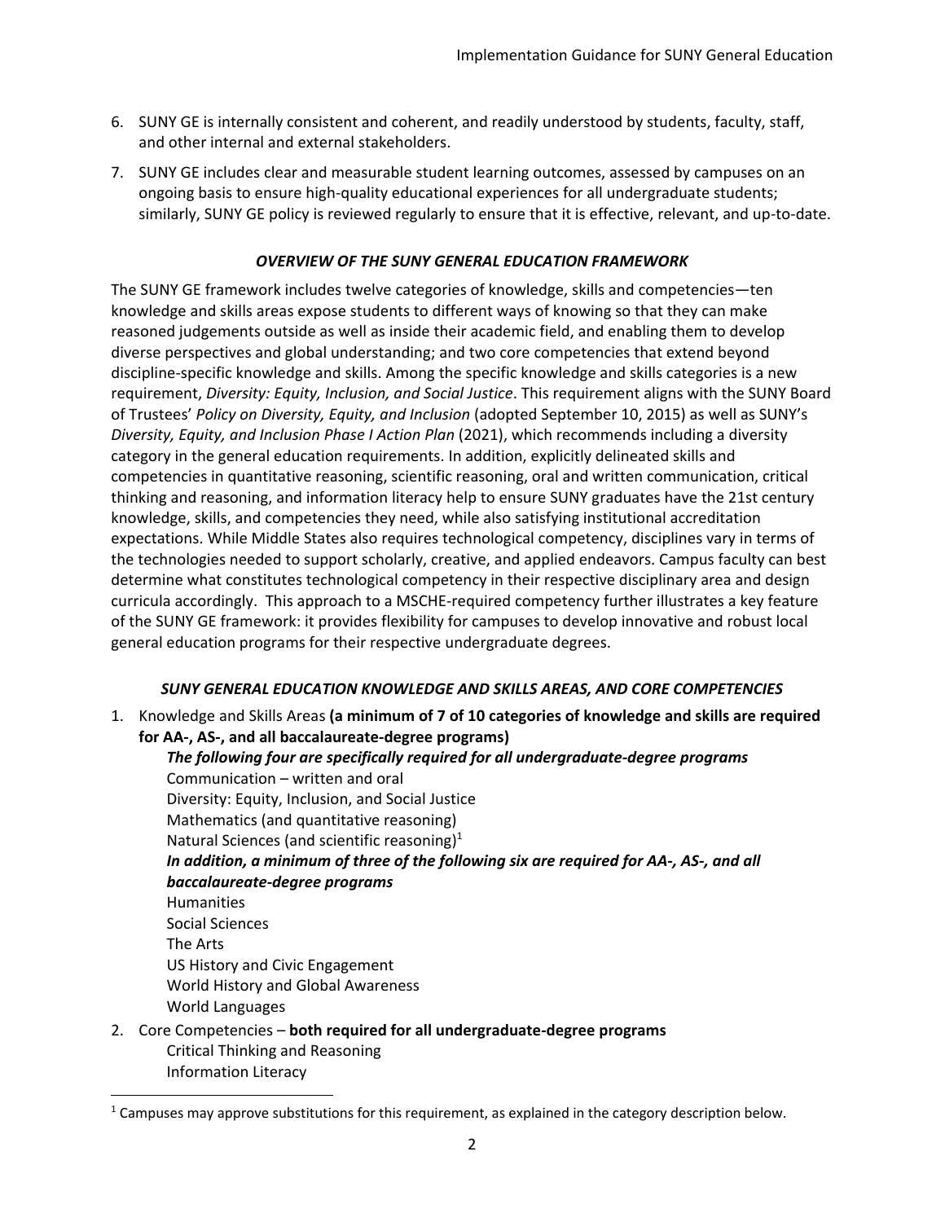6. SUNY GE is internally consistent and coherent, and readily understood by students, faculty, staff, and other internal and external stakeholders.
7. SUNY GE includes clear and measurable student learning outcomes, assessed by campuses on an ongoing basis to ensure high-quality educational experiences for all undergraduate students; similarly, SUNY GE policy is reviewed regularly to ensure that it is effective, relevant, and up-to-date.

### *OVERVIEW OF THE SUNY GENERAL EDUCATION FRAMEWORK*

The SUNY GE framework includes twelve categories of knowledge, skills and competencies—ten knowledge and skills areas expose students to different ways of knowing so that they can make reasoned judgements outside as well as inside their academic field, and enabling them to develop diverse perspectives and global understanding; and two core competencies that extend beyond discipline-specific knowledge and skills. Among the specific knowledge and skills categories is a new requirement, *Diversity: Equity, Inclusion, and Social Justice*. This requirement aligns with the SUNY Board of Trustees' *Policy on Diversity, Equity, and Inclusion* (adopted September 10, 2015) as well as SUNY's *Diversity, Equity, and Inclusion Phase I Action Plan* (2021), which recommends including a diversity category in the general education requirements. In addition, explicitly delineated skills and competencies in quantitative reasoning, scientific reasoning, oral and written communication, critical thinking and reasoning, and information literacy help to ensure SUNY graduates have the 21st century knowledge, skills, and competencies they need, while also satisfying institutional accreditation expectations. While Middle States also requires technological competency, disciplines vary in terms of the technologies needed to support scholarly, creative, and applied endeavors. Campus faculty can best determine what constitutes technological competency in their respective disciplinary area and design curricula accordingly. This approach to a MSCHE-required competency further illustrates a key feature of the SUNY GE framework: it provides flexibility for campuses to develop innovative and robust local general education programs for their respective undergraduate degrees.

### *SUNY GENERAL EDUCATION KNOWLEDGE AND SKILLS AREAS, AND CORE COMPETENCIES*

1. Knowledge and Skills Areas **(a minimum of 7 of 10 categories of knowledge and skills are required for AA-, AS-, and all baccalaureate-degree programs)**

   ***The following four are specifically required for all undergraduate-degree programs***
   
   Communication – written and oral
   
   Diversity: Equity, Inclusion, and Social Justice
   
   Mathematics (and quantitative reasoning)
   
   Natural Sciences (and scientific reasoning)[1]
   
   ***In addition, a minimum of three of the following six are required for AA-, AS-, and all baccalaureate-degree programs***
   
   Humanities
   
   Social Sciences
   
   The Arts
   
   US History and Civic Engagement
   
   World History and Global Awareness
   
   World Languages

2. Core Competencies – **both required for all undergraduate-degree programs**

   Critical Thinking and Reasoning
   
   Information Literacy

[1] Campuses may approve substitutions for this requirement, as explained in the category description below.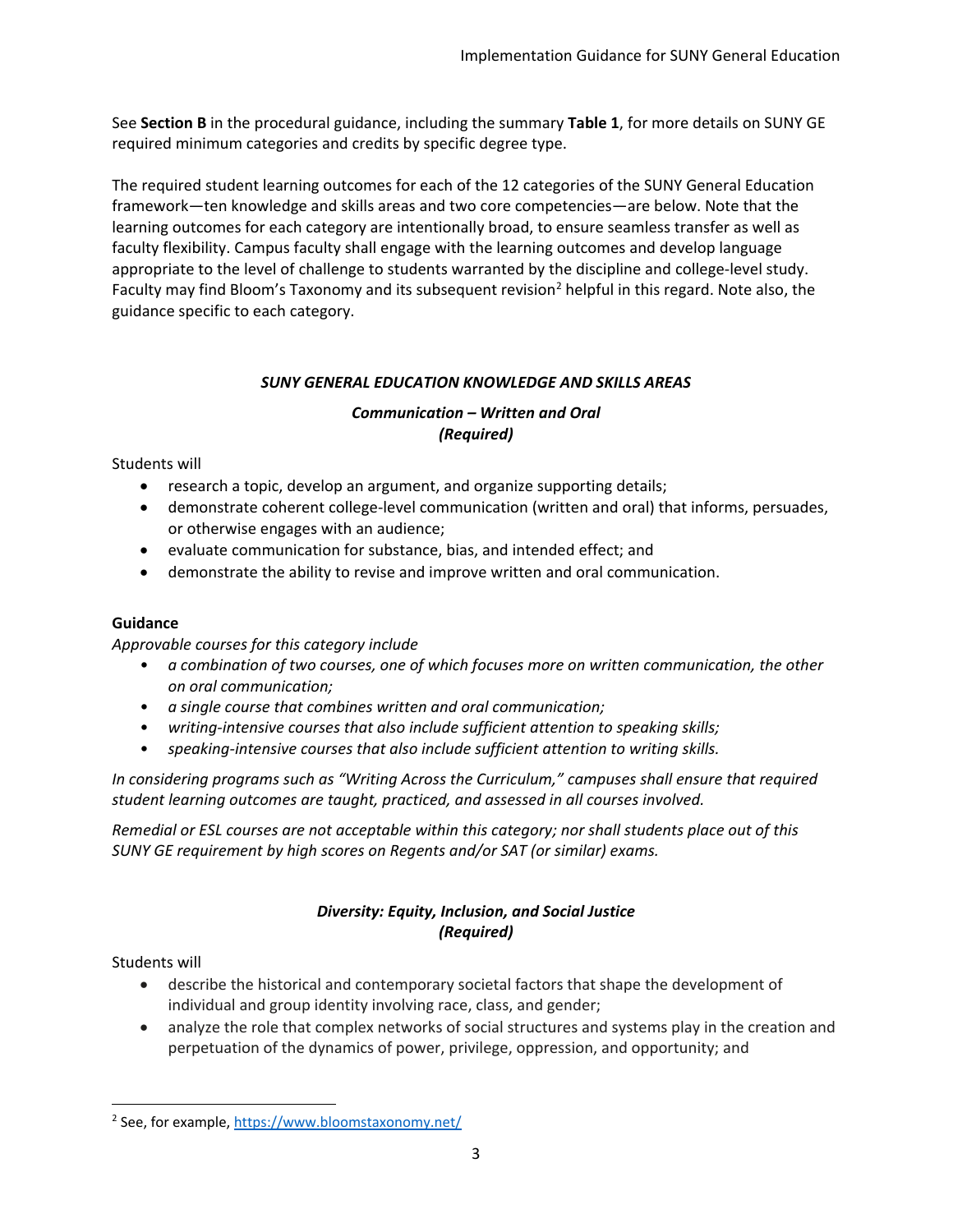See **Section B** in the procedural guidance, including the summary **Table 1**, for more details on SUNY GE required minimum categories and credits by specific degree type.

The required student learning outcomes for each of the 12 categories of the SUNY General Education framework—ten knowledge and skills areas and two core competencies—are below. Note that the learning outcomes for each category are intentionally broad, to ensure seamless transfer as well as faculty flexibility. Campus faculty shall engage with the learning outcomes and develop language appropriate to the level of challenge to students warranted by the discipline and college-level study. Faculty may find Bloom's Taxonomy and its subsequent revision[2] helpful in this regard. Note also, the guidance specific to each category.

## *SUNY GENERAL EDUCATION KNOWLEDGE AND SKILLS AREAS*

### *Communication – Written and Oral* *(Required)*

Students will

- research a topic, develop an argument, and organize supporting details;
- demonstrate coherent college-level communication (written and oral) that informs, persuades, or otherwise engages with an audience;
- evaluate communication for substance, bias, and intended effect; and
- demonstrate the ability to revise and improve written and oral communication.

**Guidance**

*Approvable courses for this category include*

- *a combination of two courses, one of which focuses more on written communication, the other on oral communication;*
- *a single course that combines written and oral communication;*
- *writing-intensive courses that also include sufficient attention to speaking skills;*
- *speaking-intensive courses that also include sufficient attention to writing skills.*

*In considering programs such as "Writing Across the Curriculum," campuses shall ensure that required student learning outcomes are taught, practiced, and assessed in all courses involved.*

*Remedial or ESL courses are not acceptable within this category; nor shall students place out of this SUNY GE requirement by high scores on Regents and/or SAT (or similar) exams.*

### *Diversity: Equity, Inclusion, and Social Justice* *(Required)*

Students will

- describe the historical and contemporary societal factors that shape the development of individual and group identity involving race, class, and gender;
- analyze the role that complex networks of social structures and systems play in the creation and perpetuation of the dynamics of power, privilege, oppression, and opportunity; and

---

[2] See, for example, https://www.bloomstaxonomy.net/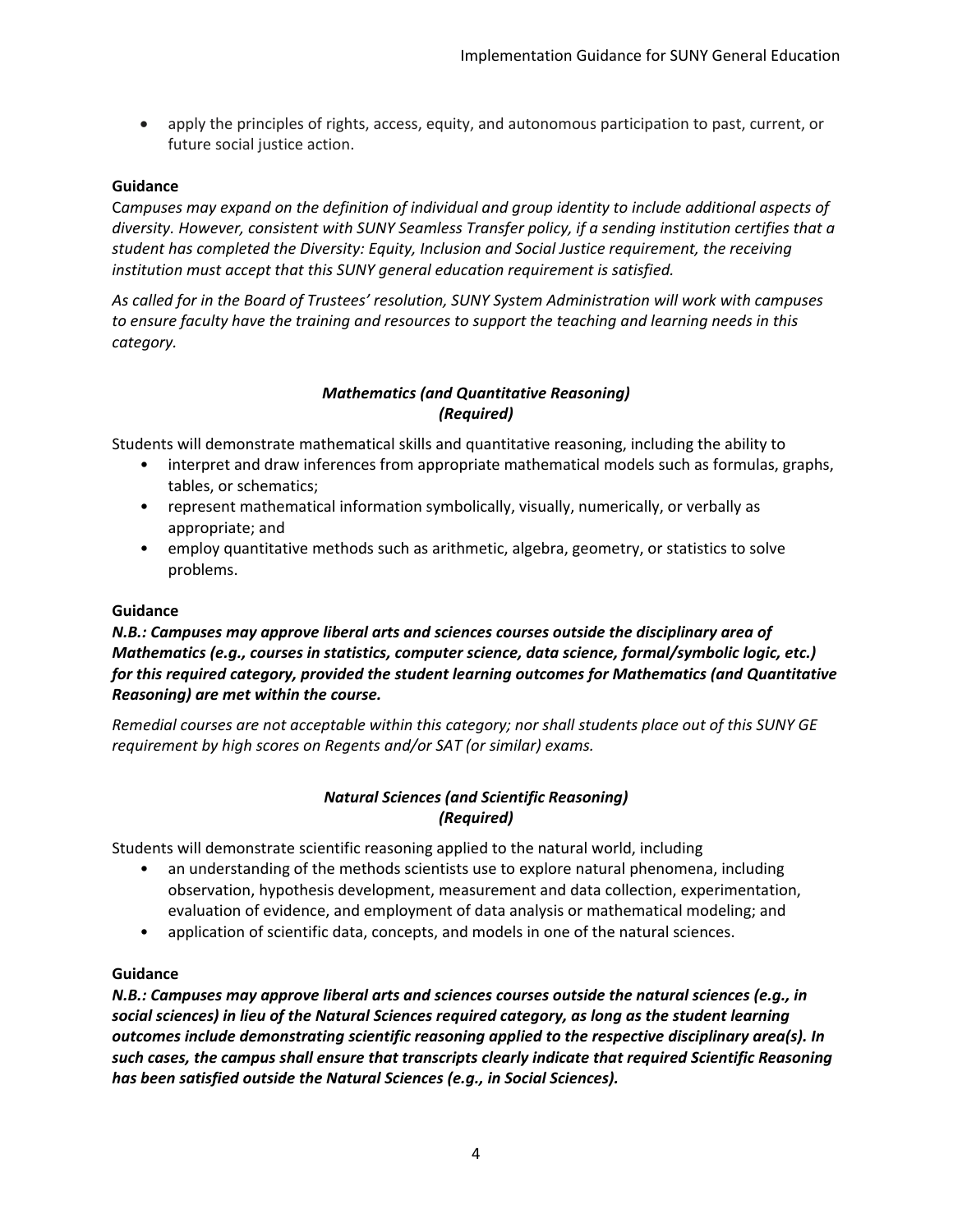- apply the principles of rights, access, equity, and autonomous participation to past, current, or future social justice action.

**Guidance**

*Campuses may expand on the definition of individual and group identity to include additional aspects of diversity. However, consistent with SUNY Seamless Transfer policy, if a sending institution certifies that a student has completed the Diversity: Equity, Inclusion and Social Justice requirement, the receiving institution must accept that this SUNY general education requirement is satisfied.*

*As called for in the Board of Trustees' resolution, SUNY System Administration will work with campuses to ensure faculty have the training and resources to support the teaching and learning needs in this category.*

### ***Mathematics (and Quantitative Reasoning)***
### ***(Required)***

Students will demonstrate mathematical skills and quantitative reasoning, including the ability to

- interpret and draw inferences from appropriate mathematical models such as formulas, graphs, tables, or schematics;
- represent mathematical information symbolically, visually, numerically, or verbally as appropriate; and
- employ quantitative methods such as arithmetic, algebra, geometry, or statistics to solve problems.

**Guidance**

***N.B.: Campuses may approve liberal arts and sciences courses outside the disciplinary area of Mathematics (e.g., courses in statistics, computer science, data science, formal/symbolic logic, etc.) for this required category, provided the student learning outcomes for Mathematics (and Quantitative Reasoning) are met within the course.***

*Remedial courses are not acceptable within this category; nor shall students place out of this SUNY GE requirement by high scores on Regents and/or SAT (or similar) exams.*

### ***Natural Sciences (and Scientific Reasoning)***
### ***(Required)***

Students will demonstrate scientific reasoning applied to the natural world, including

- an understanding of the methods scientists use to explore natural phenomena, including observation, hypothesis development, measurement and data collection, experimentation, evaluation of evidence, and employment of data analysis or mathematical modeling; and
- application of scientific data, concepts, and models in one of the natural sciences.

**Guidance**

***N.B.: Campuses may approve liberal arts and sciences courses outside the natural sciences (e.g., in social sciences) in lieu of the Natural Sciences required category, as long as the student learning outcomes include demonstrating scientific reasoning applied to the respective disciplinary area(s). In such cases, the campus shall ensure that transcripts clearly indicate that required Scientific Reasoning has been satisfied outside the Natural Sciences (e.g., in Social Sciences).***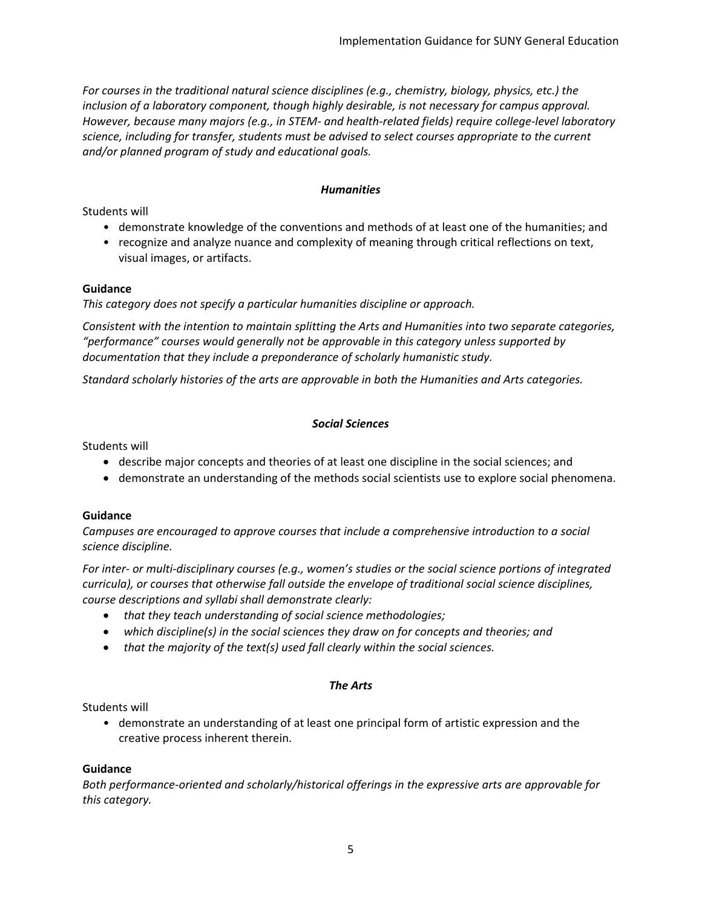*For courses in the traditional natural science disciplines (e.g., chemistry, biology, physics, etc.) the inclusion of a laboratory component, though highly desirable, is not necessary for campus approval. However, because many majors (e.g., in STEM- and health-related fields) require college-level laboratory science, including for transfer, students must be advised to select courses appropriate to the current and/or planned program of study and educational goals.*

### *Humanities*

Students will

- demonstrate knowledge of the conventions and methods of at least one of the humanities; and
- recognize and analyze nuance and complexity of meaning through critical reflections on text, visual images, or artifacts.

**Guidance**

*This category does not specify a particular humanities discipline or approach.*

*Consistent with the intention to maintain splitting the Arts and Humanities into two separate categories, "performance" courses would generally not be approvable in this category unless supported by documentation that they include a preponderance of scholarly humanistic study.*

*Standard scholarly histories of the arts are approvable in both the Humanities and Arts categories.*

### *Social Sciences*

Students will

- describe major concepts and theories of at least one discipline in the social sciences; and
- demonstrate an understanding of the methods social scientists use to explore social phenomena.

**Guidance**

*Campuses are encouraged to approve courses that include a comprehensive introduction to a social science discipline.*

*For inter- or multi-disciplinary courses (e.g., women's studies or the social science portions of integrated curricula), or courses that otherwise fall outside the envelope of traditional social science disciplines, course descriptions and syllabi shall demonstrate clearly:*

- *that they teach understanding of social science methodologies;*
- *which discipline(s) in the social sciences they draw on for concepts and theories; and*
- *that the majority of the text(s) used fall clearly within the social sciences.*

### *The Arts*

Students will

- demonstrate an understanding of at least one principal form of artistic expression and the creative process inherent therein.

**Guidance**

*Both performance-oriented and scholarly/historical offerings in the expressive arts are approvable for this category.*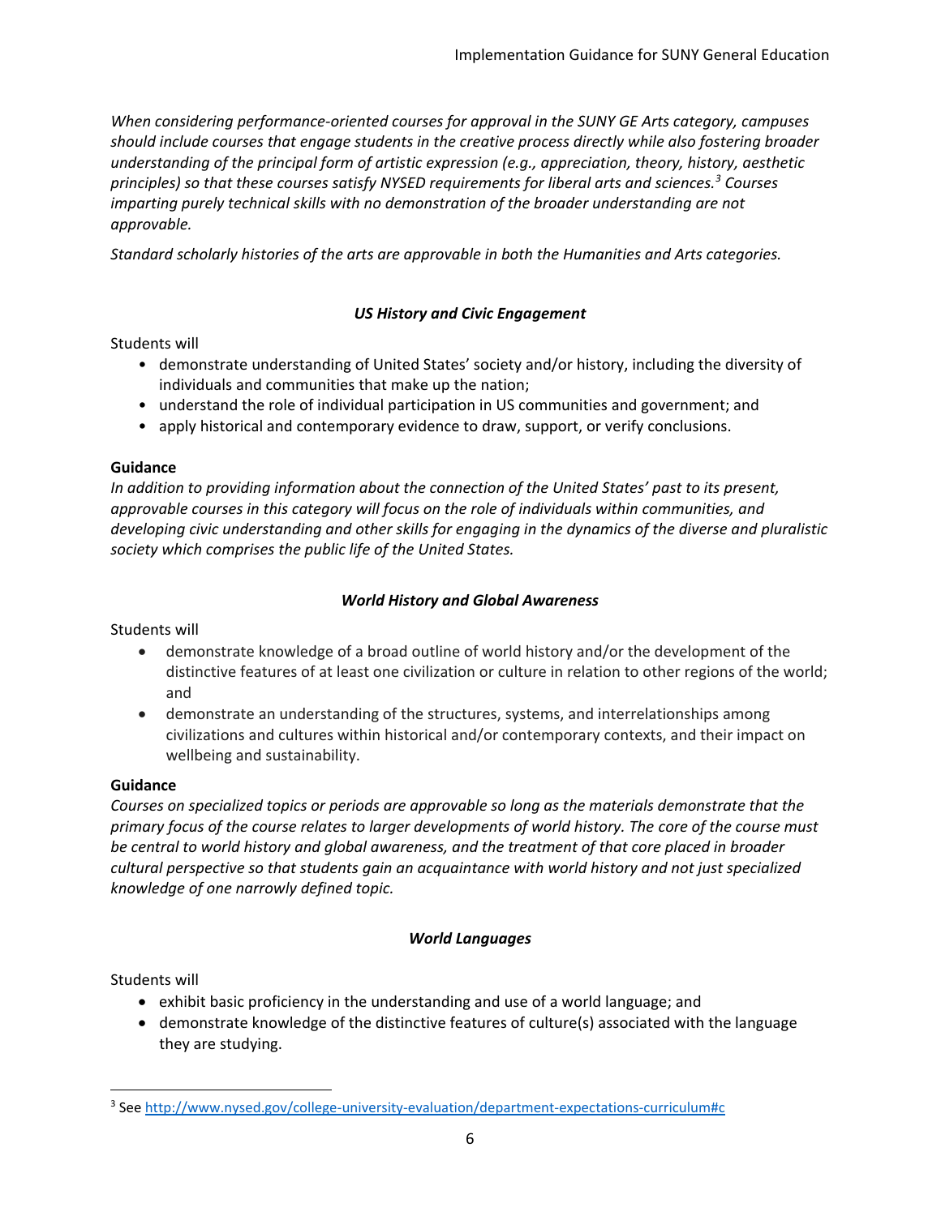*When considering performance-oriented courses for approval in the SUNY GE Arts category, campuses should include courses that engage students in the creative process directly while also fostering broader understanding of the principal form of artistic expression (e.g., appreciation, theory, history, aesthetic principles) so that these courses satisfy NYSED requirements for liberal arts and sciences.*[3] *Courses imparting purely technical skills with no demonstration of the broader understanding are not approvable.*

*Standard scholarly histories of the arts are approvable in both the Humanities and Arts categories.*

### ***US History and Civic Engagement***

Students will

- demonstrate understanding of United States' society and/or history, including the diversity of individuals and communities that make up the nation;
- understand the role of individual participation in US communities and government; and
- apply historical and contemporary evidence to draw, support, or verify conclusions.

**Guidance**

*In addition to providing information about the connection of the United States' past to its present, approvable courses in this category will focus on the role of individuals within communities, and developing civic understanding and other skills for engaging in the dynamics of the diverse and pluralistic society which comprises the public life of the United States.*

### ***World History and Global Awareness***

Students will

- demonstrate knowledge of a broad outline of world history and/or the development of the distinctive features of at least one civilization or culture in relation to other regions of the world; and
- demonstrate an understanding of the structures, systems, and interrelationships among civilizations and cultures within historical and/or contemporary contexts, and their impact on wellbeing and sustainability.

**Guidance**

*Courses on specialized topics or periods are approvable so long as the materials demonstrate that the primary focus of the course relates to larger developments of world history. The core of the course must be central to world history and global awareness, and the treatment of that core placed in broader cultural perspective so that students gain an acquaintance with world history and not just specialized knowledge of one narrowly defined topic.*

### ***World Languages***

Students will

- exhibit basic proficiency in the understanding and use of a world language; and
- demonstrate knowledge of the distinctive features of culture(s) associated with the language they are studying.

---

[3] See http://www.nysed.gov/college-university-evaluation/department-expectations-curriculum#c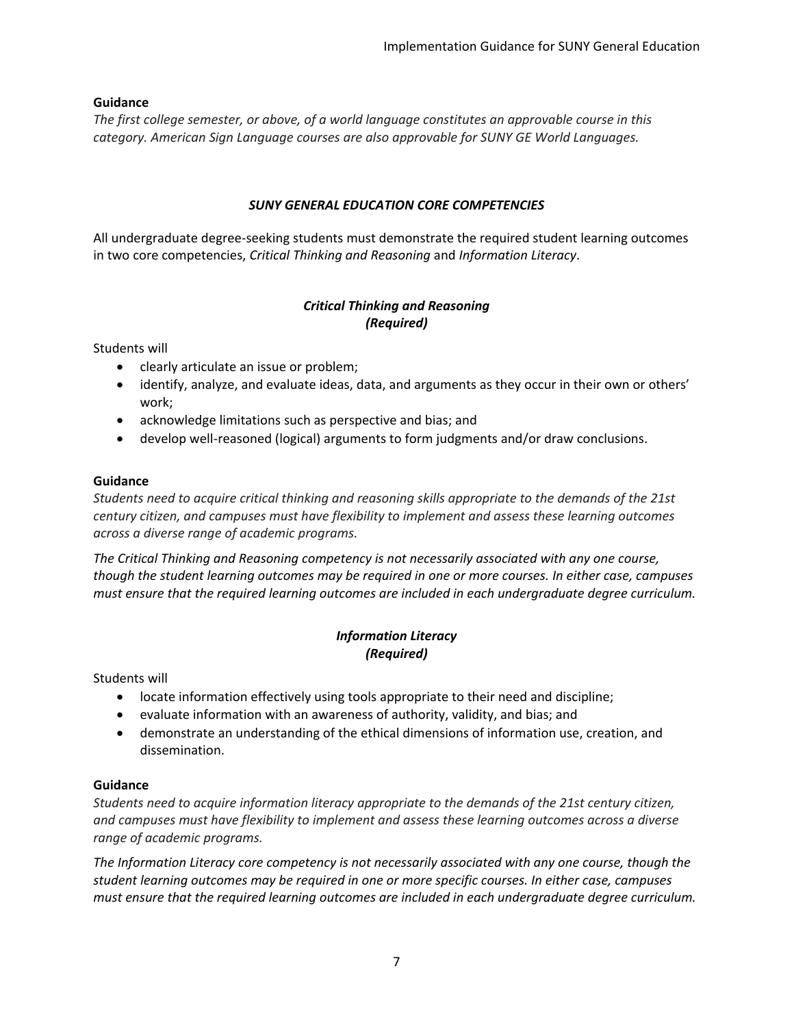**Guidance**

*The first college semester, or above, of a world language constitutes an approvable course in this category. American Sign Language courses are also approvable for SUNY GE World Languages.*

## *SUNY GENERAL EDUCATION CORE COMPETENCIES*

All undergraduate degree-seeking students must demonstrate the required student learning outcomes in two core competencies, *Critical Thinking and Reasoning* and *Information Literacy*.

### *Critical Thinking and Reasoning* *(Required)*

Students will

- clearly articulate an issue or problem;
- identify, analyze, and evaluate ideas, data, and arguments as they occur in their own or others' work;
- acknowledge limitations such as perspective and bias; and
- develop well-reasoned (logical) arguments to form judgments and/or draw conclusions.

**Guidance**

*Students need to acquire critical thinking and reasoning skills appropriate to the demands of the 21st century citizen, and campuses must have flexibility to implement and assess these learning outcomes across a diverse range of academic programs.*

*The Critical Thinking and Reasoning competency is not necessarily associated with any one course, though the student learning outcomes may be required in one or more courses. In either case, campuses must ensure that the required learning outcomes are included in each undergraduate degree curriculum.*

### *Information Literacy* *(Required)*

Students will

- locate information effectively using tools appropriate to their need and discipline;
- evaluate information with an awareness of authority, validity, and bias; and
- demonstrate an understanding of the ethical dimensions of information use, creation, and dissemination.

**Guidance**

*Students need to acquire information literacy appropriate to the demands of the 21st century citizen, and campuses must have flexibility to implement and assess these learning outcomes across a diverse range of academic programs.*

*The Information Literacy core competency is not necessarily associated with any one course, though the student learning outcomes may be required in one or more specific courses. In either case, campuses must ensure that the required learning outcomes are included in each undergraduate degree curriculum.*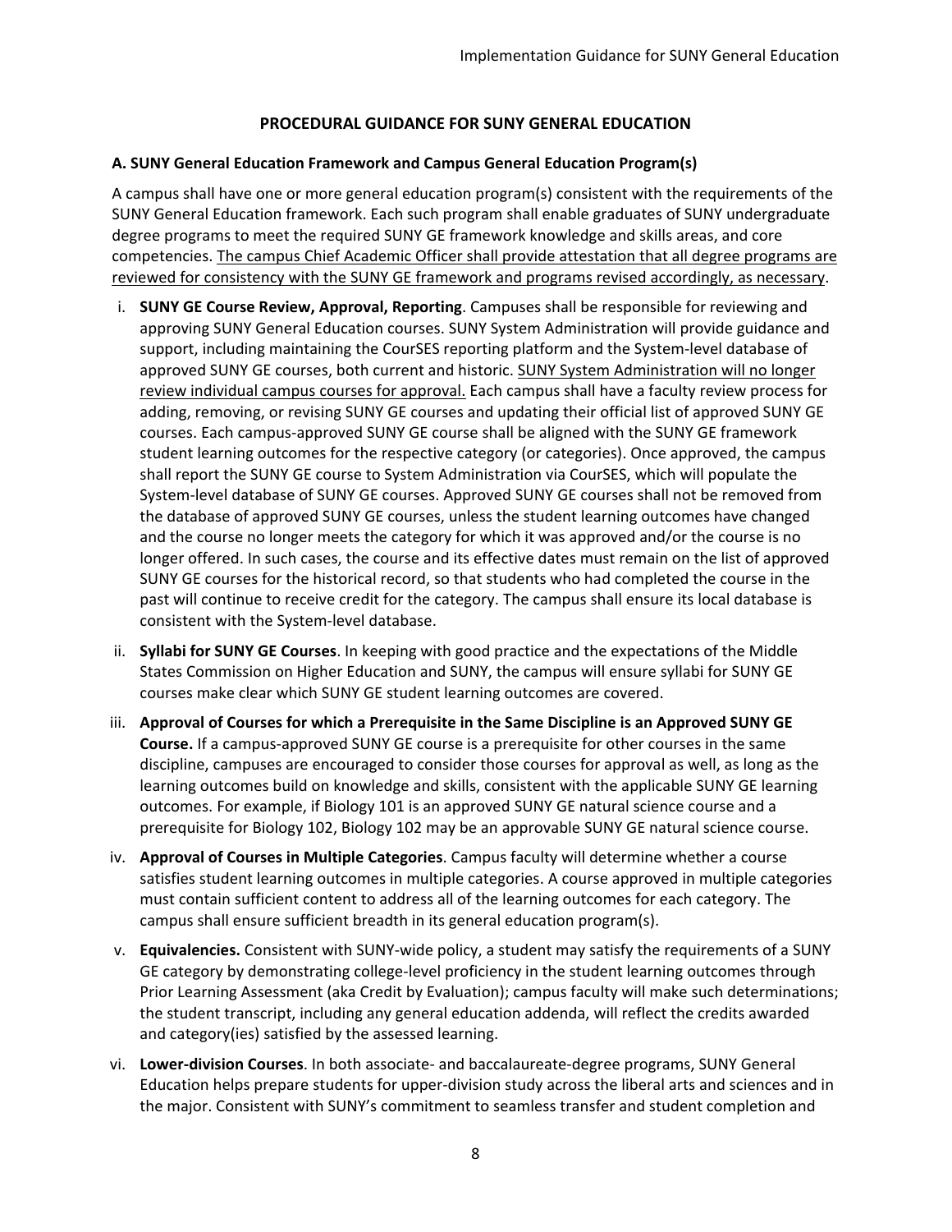## PROCEDURAL GUIDANCE FOR SUNY GENERAL EDUCATION

### A. SUNY General Education Framework and Campus General Education Program(s)

A campus shall have one or more general education program(s) consistent with the requirements of the SUNY General Education framework. Each such program shall enable graduates of SUNY undergraduate degree programs to meet the required SUNY GE framework knowledge and skills areas, and core competencies. <u>The campus Chief Academic Officer shall provide attestation that all degree programs are reviewed for consistency with the SUNY GE framework and programs revised accordingly, as necessary</u>.

i. **SUNY GE Course Review, Approval, Reporting**. Campuses shall be responsible for reviewing and approving SUNY General Education courses. SUNY System Administration will provide guidance and support, including maintaining the CourSES reporting platform and the System-level database of approved SUNY GE courses, both current and historic. <u>SUNY System Administration will no longer review individual campus courses for approval.</u> Each campus shall have a faculty review process for adding, removing, or revising SUNY GE courses and updating their official list of approved SUNY GE courses. Each campus-approved SUNY GE course shall be aligned with the SUNY GE framework student learning outcomes for the respective category (or categories). Once approved, the campus shall report the SUNY GE course to System Administration via CourSES, which will populate the System-level database of SUNY GE courses. Approved SUNY GE courses shall not be removed from the database of approved SUNY GE courses, unless the student learning outcomes have changed and the course no longer meets the category for which it was approved and/or the course is no longer offered. In such cases, the course and its effective dates must remain on the list of approved SUNY GE courses for the historical record, so that students who had completed the course in the past will continue to receive credit for the category. The campus shall ensure its local database is consistent with the System-level database.

ii. **Syllabi for SUNY GE Courses**. In keeping with good practice and the expectations of the Middle States Commission on Higher Education and SUNY, the campus will ensure syllabi for SUNY GE courses make clear which SUNY GE student learning outcomes are covered.

iii. **Approval of Courses for which a Prerequisite in the Same Discipline is an Approved SUNY GE Course.** If a campus-approved SUNY GE course is a prerequisite for other courses in the same discipline, campuses are encouraged to consider those courses for approval as well, as long as the learning outcomes build on knowledge and skills, consistent with the applicable SUNY GE learning outcomes. For example, if Biology 101 is an approved SUNY GE natural science course and a prerequisite for Biology 102, Biology 102 may be an approvable SUNY GE natural science course.

iv. **Approval of Courses in Multiple Categories**. Campus faculty will determine whether a course satisfies student learning outcomes in multiple categories. A course approved in multiple categories must contain sufficient content to address all of the learning outcomes for each category. The campus shall ensure sufficient breadth in its general education program(s).

v. **Equivalencies.** Consistent with SUNY-wide policy, a student may satisfy the requirements of a SUNY GE category by demonstrating college-level proficiency in the student learning outcomes through Prior Learning Assessment (aka Credit by Evaluation); campus faculty will make such determinations; the student transcript, including any general education addenda, will reflect the credits awarded and category(ies) satisfied by the assessed learning.

vi. **Lower-division Courses**. In both associate- and baccalaureate-degree programs, SUNY General Education helps prepare students for upper-division study across the liberal arts and sciences and in the major. Consistent with SUNY's commitment to seamless transfer and student completion and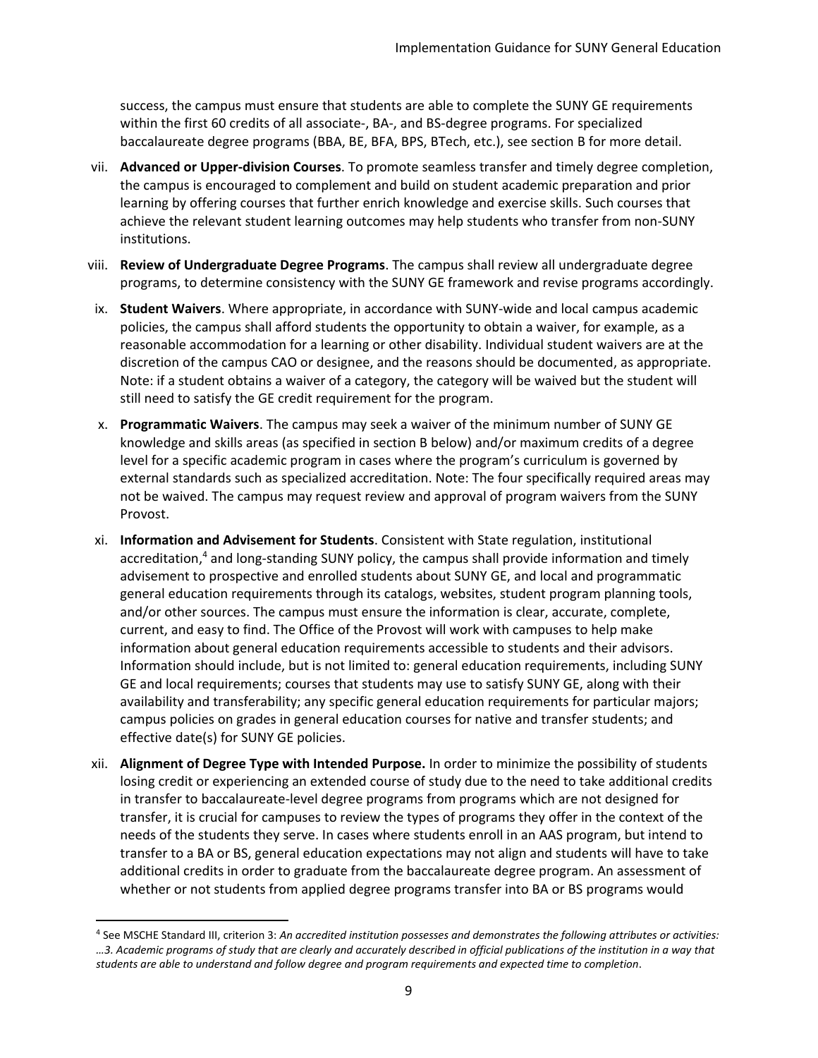success, the campus must ensure that students are able to complete the SUNY GE requirements within the first 60 credits of all associate-, BA-, and BS-degree programs. For specialized baccalaureate degree programs (BBA, BE, BFA, BPS, BTech, etc.), see section B for more detail.

vii. **Advanced or Upper-division Courses**. To promote seamless transfer and timely degree completion, the campus is encouraged to complement and build on student academic preparation and prior learning by offering courses that further enrich knowledge and exercise skills. Such courses that achieve the relevant student learning outcomes may help students who transfer from non-SUNY institutions.

viii. **Review of Undergraduate Degree Programs**. The campus shall review all undergraduate degree programs, to determine consistency with the SUNY GE framework and revise programs accordingly.

ix. **Student Waivers**. Where appropriate, in accordance with SUNY-wide and local campus academic policies, the campus shall afford students the opportunity to obtain a waiver, for example, as a reasonable accommodation for a learning or other disability. Individual student waivers are at the discretion of the campus CAO or designee, and the reasons should be documented, as appropriate. Note: if a student obtains a waiver of a category, the category will be waived but the student will still need to satisfy the GE credit requirement for the program.

x. **Programmatic Waivers**. The campus may seek a waiver of the minimum number of SUNY GE knowledge and skills areas (as specified in section B below) and/or maximum credits of a degree level for a specific academic program in cases where the program's curriculum is governed by external standards such as specialized accreditation. Note: The four specifically required areas may not be waived. The campus may request review and approval of program waivers from the SUNY Provost.

xi. **Information and Advisement for Students**. Consistent with State regulation, institutional accreditation,[4] and long-standing SUNY policy, the campus shall provide information and timely advisement to prospective and enrolled students about SUNY GE, and local and programmatic general education requirements through its catalogs, websites, student program planning tools, and/or other sources. The campus must ensure the information is clear, accurate, complete, current, and easy to find. The Office of the Provost will work with campuses to help make information about general education requirements accessible to students and their advisors. Information should include, but is not limited to: general education requirements, including SUNY GE and local requirements; courses that students may use to satisfy SUNY GE, along with their availability and transferability; any specific general education requirements for particular majors; campus policies on grades in general education courses for native and transfer students; and effective date(s) for SUNY GE policies.

xii. **Alignment of Degree Type with Intended Purpose.** In order to minimize the possibility of students losing credit or experiencing an extended course of study due to the need to take additional credits in transfer to baccalaureate-level degree programs from programs which are not designed for transfer, it is crucial for campuses to review the types of programs they offer in the context of the needs of the students they serve. In cases where students enroll in an AAS program, but intend to transfer to a BA or BS, general education expectations may not align and students will have to take additional credits in order to graduate from the baccalaureate degree program. An assessment of whether or not students from applied degree programs transfer into BA or BS programs would

[4] See MSCHE Standard III, criterion 3: *An accredited institution possesses and demonstrates the following attributes or activities: …3. Academic programs of study that are clearly and accurately described in official publications of the institution in a way that students are able to understand and follow degree and program requirements and expected time to completion*.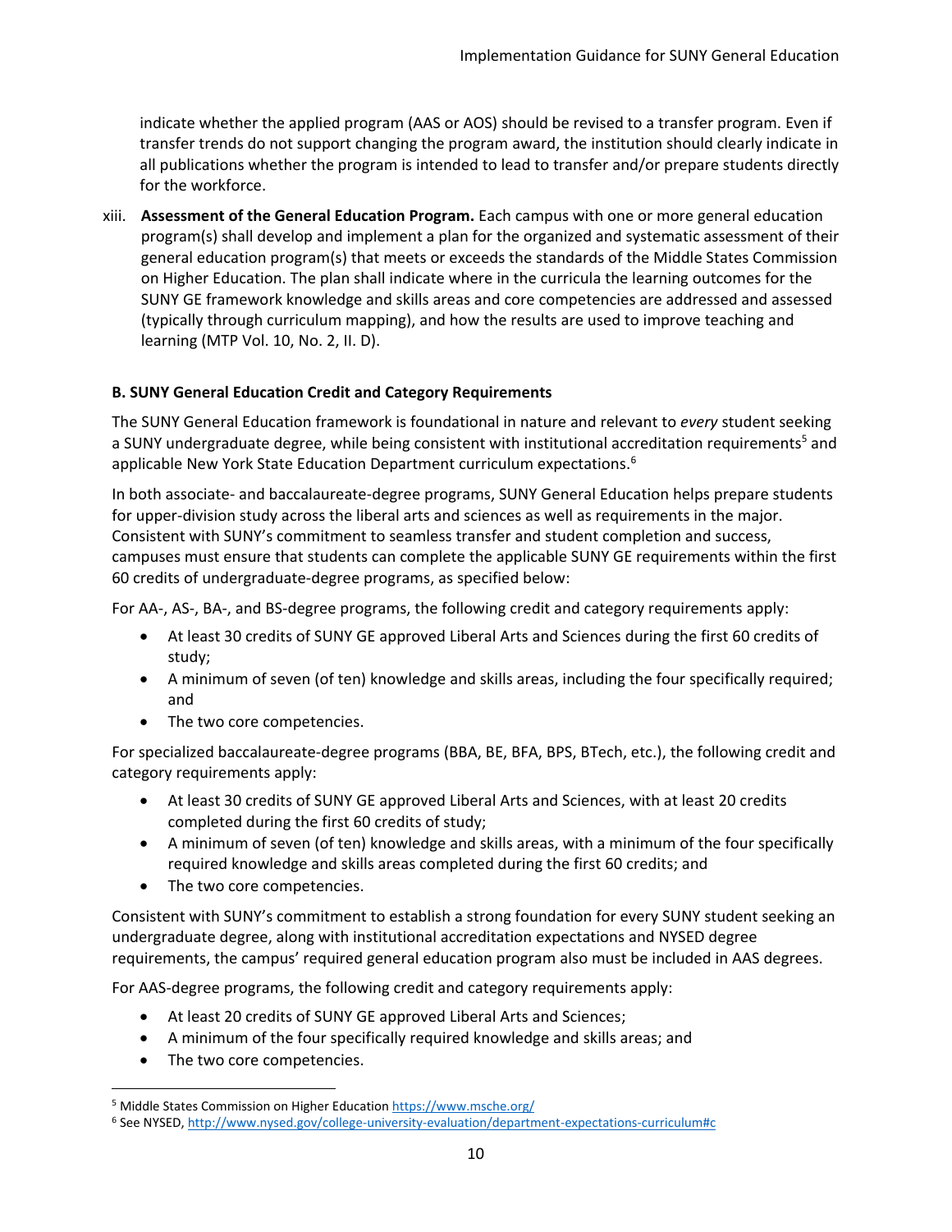indicate whether the applied program (AAS or AOS) should be revised to a transfer program. Even if transfer trends do not support changing the program award, the institution should clearly indicate in all publications whether the program is intended to lead to transfer and/or prepare students directly for the workforce.

xiii. **Assessment of the General Education Program.** Each campus with one or more general education program(s) shall develop and implement a plan for the organized and systematic assessment of their general education program(s) that meets or exceeds the standards of the Middle States Commission on Higher Education. The plan shall indicate where in the curricula the learning outcomes for the SUNY GE framework knowledge and skills areas and core competencies are addressed and assessed (typically through curriculum mapping), and how the results are used to improve teaching and learning (MTP Vol. 10, No. 2, II. D).

### B. SUNY General Education Credit and Category Requirements

The SUNY General Education framework is foundational in nature and relevant to *every* student seeking a SUNY undergraduate degree, while being consistent with institutional accreditation requirements[5] and applicable New York State Education Department curriculum expectations.[6]

In both associate- and baccalaureate-degree programs, SUNY General Education helps prepare students for upper-division study across the liberal arts and sciences as well as requirements in the major. Consistent with SUNY's commitment to seamless transfer and student completion and success, campuses must ensure that students can complete the applicable SUNY GE requirements within the first 60 credits of undergraduate-degree programs, as specified below:

For AA-, AS-, BA-, and BS-degree programs, the following credit and category requirements apply:

- At least 30 credits of SUNY GE approved Liberal Arts and Sciences during the first 60 credits of study;
- A minimum of seven (of ten) knowledge and skills areas, including the four specifically required; and
- The two core competencies.

For specialized baccalaureate-degree programs (BBA, BE, BFA, BPS, BTech, etc.), the following credit and category requirements apply:

- At least 30 credits of SUNY GE approved Liberal Arts and Sciences, with at least 20 credits completed during the first 60 credits of study;
- A minimum of seven (of ten) knowledge and skills areas, with a minimum of the four specifically required knowledge and skills areas completed during the first 60 credits; and
- The two core competencies.

Consistent with SUNY's commitment to establish a strong foundation for every SUNY student seeking an undergraduate degree, along with institutional accreditation expectations and NYSED degree requirements, the campus' required general education program also must be included in AAS degrees.

For AAS-degree programs, the following credit and category requirements apply:

- At least 20 credits of SUNY GE approved Liberal Arts and Sciences;
- A minimum of the four specifically required knowledge and skills areas; and
- The two core competencies.

---

[5] Middle States Commission on Higher Education https://www.msche.org/

[6] See NYSED, http://www.nysed.gov/college-university-evaluation/department-expectations-curriculum#c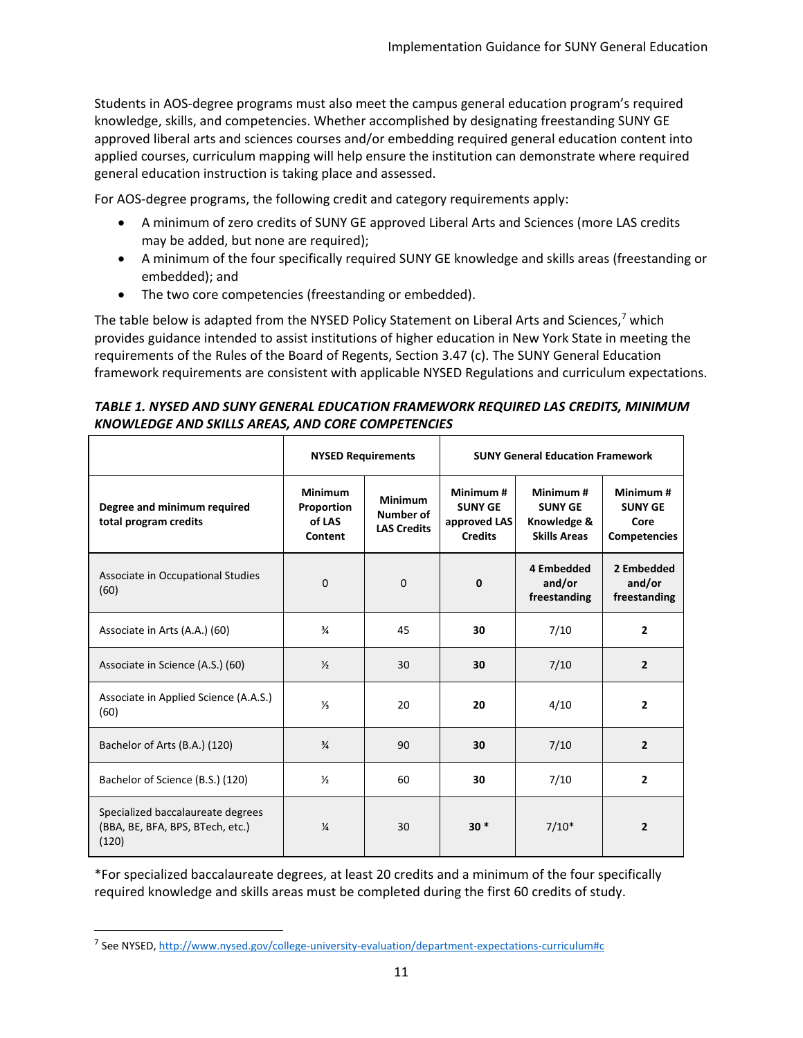Students in AOS-degree programs must also meet the campus general education program's required knowledge, skills, and competencies. Whether accomplished by designating freestanding SUNY GE approved liberal arts and sciences courses and/or embedding required general education content into applied courses, curriculum mapping will help ensure the institution can demonstrate where required general education instruction is taking place and assessed.

For AOS-degree programs, the following credit and category requirements apply:

- A minimum of zero credits of SUNY GE approved Liberal Arts and Sciences (more LAS credits may be added, but none are required);
- A minimum of the four specifically required SUNY GE knowledge and skills areas (freestanding or embedded); and
- The two core competencies (freestanding or embedded).

The table below is adapted from the NYSED Policy Statement on Liberal Arts and Sciences,[7] which provides guidance intended to assist institutions of higher education in New York State in meeting the requirements of the Rules of the Board of Regents, Section 3.47 (c). The SUNY General Education framework requirements are consistent with applicable NYSED Regulations and curriculum expectations.

***TABLE 1. NYSED AND SUNY GENERAL EDUCATION FRAMEWORK REQUIRED LAS CREDITS, MINIMUM KNOWLEDGE AND SKILLS AREAS, AND CORE COMPETENCIES***

| | **NYSED Requirements** | | **SUNY General Education Framework** | | |
|---|---|---|---|---|---|
| **Degree and minimum required total program credits** | **Minimum Proportion of LAS Content** | **Minimum Number of LAS Credits** | **Minimum # SUNY GE approved LAS Credits** | **Minimum # SUNY GE Knowledge & Skills Areas** | **Minimum # SUNY GE Core Competencies** |
| Associate in Occupational Studies (60) | 0 | 0 | **0** | **4 Embedded and/or freestanding** | **2 Embedded and/or freestanding** |
| Associate in Arts (A.A.) (60) | ¾ | 45 | **30** | 7/10 | **2** |
| Associate in Science (A.S.) (60) | ½ | 30 | **30** | 7/10 | **2** |
| Associate in Applied Science (A.A.S.) (60) | ⅓ | 20 | **20** | 4/10 | **2** |
| Bachelor of Arts (B.A.) (120) | ¾ | 90 | **30** | 7/10 | **2** |
| Bachelor of Science (B.S.) (120) | ½ | 60 | **30** | 7/10 | **2** |
| Specialized baccalaureate degrees (BBA, BE, BFA, BPS, BTech, etc.) (120) | ¼ | 30 | **30 *** | 7/10* | **2** |

*For specialized baccalaureate degrees, at least 20 credits and a minimum of the four specifically required knowledge and skills areas must be completed during the first 60 credits of study.

[7] See NYSED, http://www.nysed.gov/college-university-evaluation/department-expectations-curriculum#c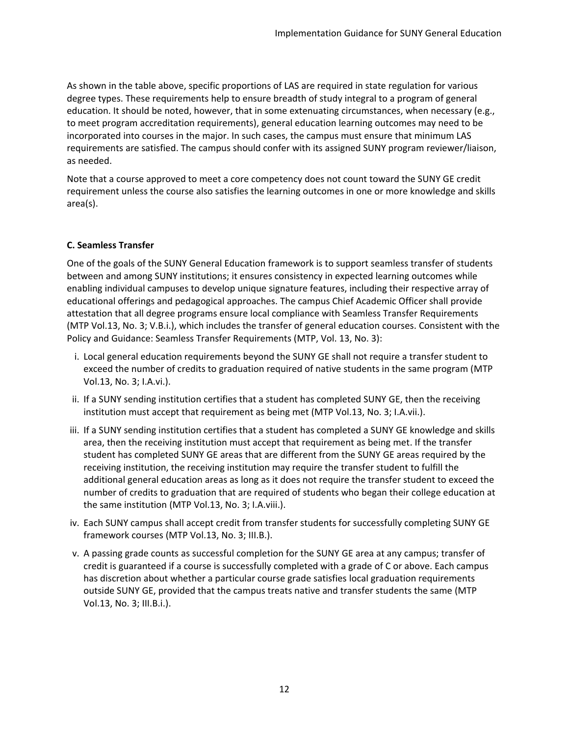As shown in the table above, specific proportions of LAS are required in state regulation for various degree types. These requirements help to ensure breadth of study integral to a program of general education. It should be noted, however, that in some extenuating circumstances, when necessary (e.g., to meet program accreditation requirements), general education learning outcomes may need to be incorporated into courses in the major. In such cases, the campus must ensure that minimum LAS requirements are satisfied. The campus should confer with its assigned SUNY program reviewer/liaison, as needed.

Note that a course approved to meet a core competency does not count toward the SUNY GE credit requirement unless the course also satisfies the learning outcomes in one or more knowledge and skills area(s).

**C. Seamless Transfer**

One of the goals of the SUNY General Education framework is to support seamless transfer of students between and among SUNY institutions; it ensures consistency in expected learning outcomes while enabling individual campuses to develop unique signature features, including their respective array of educational offerings and pedagogical approaches. The campus Chief Academic Officer shall provide attestation that all degree programs ensure local compliance with Seamless Transfer Requirements (MTP Vol.13, No. 3; V.B.i.), which includes the transfer of general education courses. Consistent with the Policy and Guidance: Seamless Transfer Requirements (MTP, Vol. 13, No. 3):

i. Local general education requirements beyond the SUNY GE shall not require a transfer student to exceed the number of credits to graduation required of native students in the same program (MTP Vol.13, No. 3; I.A.vi.).

ii. If a SUNY sending institution certifies that a student has completed SUNY GE, then the receiving institution must accept that requirement as being met (MTP Vol.13, No. 3; I.A.vii.).

iii. If a SUNY sending institution certifies that a student has completed a SUNY GE knowledge and skills area, then the receiving institution must accept that requirement as being met. If the transfer student has completed SUNY GE areas that are different from the SUNY GE areas required by the receiving institution, the receiving institution may require the transfer student to fulfill the additional general education areas as long as it does not require the transfer student to exceed the number of credits to graduation that are required of students who began their college education at the same institution (MTP Vol.13, No. 3; I.A.viii.).

iv. Each SUNY campus shall accept credit from transfer students for successfully completing SUNY GE framework courses (MTP Vol.13, No. 3; III.B.).

v. A passing grade counts as successful completion for the SUNY GE area at any campus; transfer of credit is guaranteed if a course is successfully completed with a grade of C or above. Each campus has discretion about whether a particular course grade satisfies local graduation requirements outside SUNY GE, provided that the campus treats native and transfer students the same (MTP Vol.13, No. 3; III.B.i.).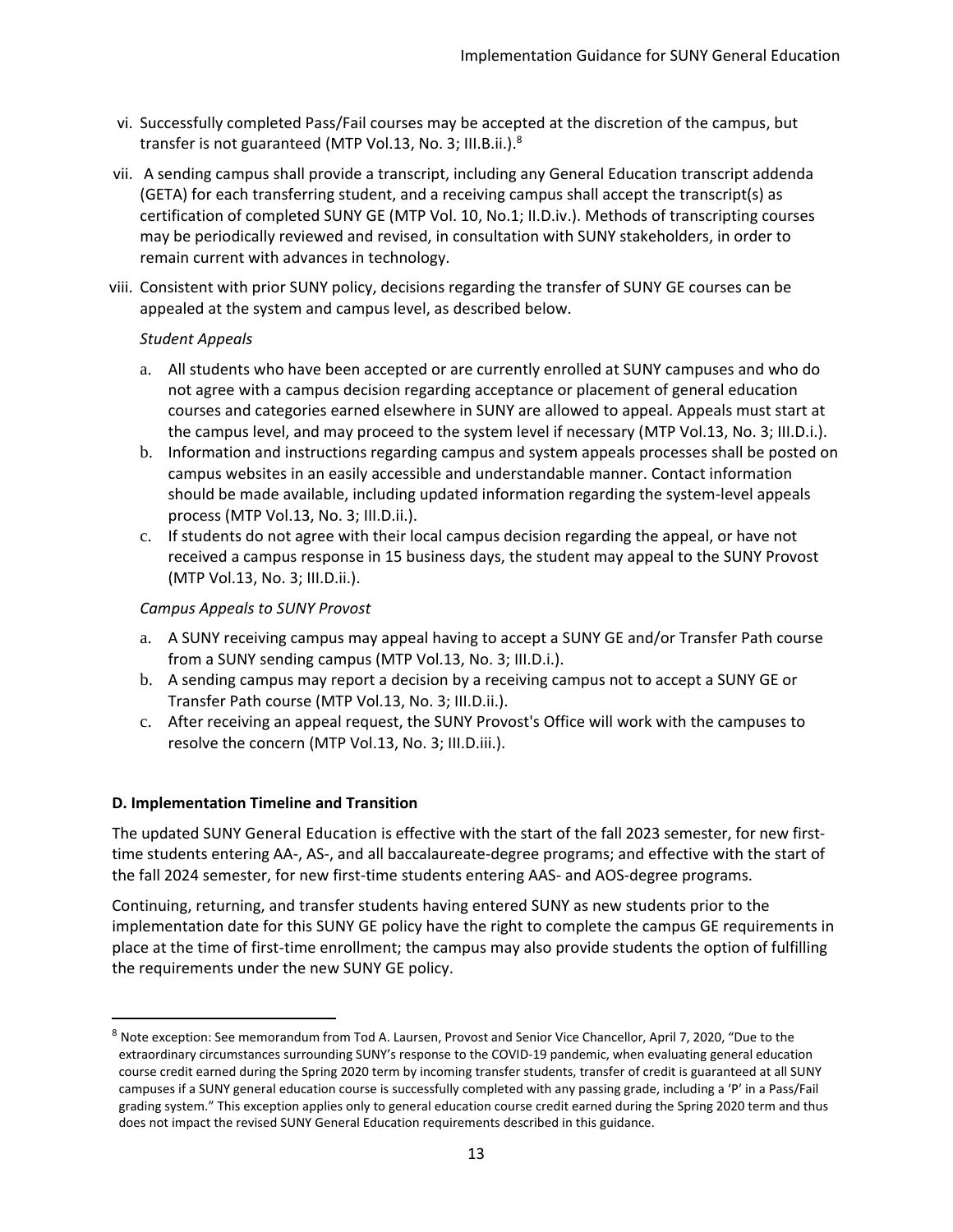vi. Successfully completed Pass/Fail courses may be accepted at the discretion of the campus, but transfer is not guaranteed (MTP Vol.13, No. 3; III.B.ii.).[8]

vii. A sending campus shall provide a transcript, including any General Education transcript addenda (GETA) for each transferring student, and a receiving campus shall accept the transcript(s) as certification of completed SUNY GE (MTP Vol. 10, No.1; II.D.iv.). Methods of transcripting courses may be periodically reviewed and revised, in consultation with SUNY stakeholders, in order to remain current with advances in technology.

viii. Consistent with prior SUNY policy, decisions regarding the transfer of SUNY GE courses can be appealed at the system and campus level, as described below.

*Student Appeals*

a. All students who have been accepted or are currently enrolled at SUNY campuses and who do not agree with a campus decision regarding acceptance or placement of general education courses and categories earned elsewhere in SUNY are allowed to appeal. Appeals must start at the campus level, and may proceed to the system level if necessary (MTP Vol.13, No. 3; III.D.i.).
b. Information and instructions regarding campus and system appeals processes shall be posted on campus websites in an easily accessible and understandable manner. Contact information should be made available, including updated information regarding the system-level appeals process (MTP Vol.13, No. 3; III.D.ii.).
c. If students do not agree with their local campus decision regarding the appeal, or have not received a campus response in 15 business days, the student may appeal to the SUNY Provost (MTP Vol.13, No. 3; III.D.ii.).

*Campus Appeals to SUNY Provost*

a. A SUNY receiving campus may appeal having to accept a SUNY GE and/or Transfer Path course from a SUNY sending campus (MTP Vol.13, No. 3; III.D.i.).
b. A sending campus may report a decision by a receiving campus not to accept a SUNY GE or Transfer Path course (MTP Vol.13, No. 3; III.D.ii.).
c. After receiving an appeal request, the SUNY Provost's Office will work with the campuses to resolve the concern (MTP Vol.13, No. 3; III.D.iii.).

### D. Implementation Timeline and Transition

The updated SUNY General Education is effective with the start of the fall 2023 semester, for new first-time students entering AA-, AS-, and all baccalaureate-degree programs; and effective with the start of the fall 2024 semester, for new first-time students entering AAS- and AOS-degree programs.

Continuing, returning, and transfer students having entered SUNY as new students prior to the implementation date for this SUNY GE policy have the right to complete the campus GE requirements in place at the time of first-time enrollment; the campus may also provide students the option of fulfilling the requirements under the new SUNY GE policy.

---

[8] Note exception: See memorandum from Tod A. Laursen, Provost and Senior Vice Chancellor, April 7, 2020, "Due to the extraordinary circumstances surrounding SUNY's response to the COVID-19 pandemic, when evaluating general education course credit earned during the Spring 2020 term by incoming transfer students, transfer of credit is guaranteed at all SUNY campuses if a SUNY general education course is successfully completed with any passing grade, including a 'P' in a Pass/Fail grading system." This exception applies only to general education course credit earned during the Spring 2020 term and thus does not impact the revised SUNY General Education requirements described in this guidance.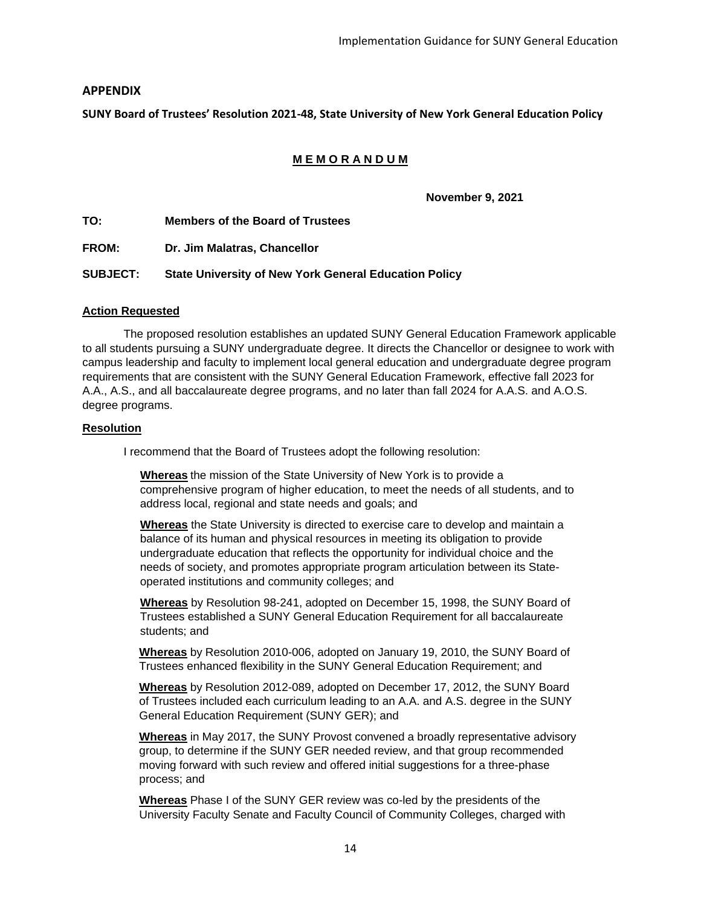## APPENDIX

**SUNY Board of Trustees' Resolution 2021-48, State University of New York General Education Policy**

**M E M O R A N D U M**

**November 9, 2021**

**TO:** **Members of the Board of Trustees**

**FROM:** **Dr. Jim Malatras, Chancellor**

**SUBJECT:** **State University of New York General Education Policy**

**Action Requested**

The proposed resolution establishes an updated SUNY General Education Framework applicable to all students pursuing a SUNY undergraduate degree. It directs the Chancellor or designee to work with campus leadership and faculty to implement local general education and undergraduate degree program requirements that are consistent with the SUNY General Education Framework, effective fall 2023 for A.A., A.S., and all baccalaureate degree programs, and no later than fall 2024 for A.A.S. and A.O.S. degree programs.

**Resolution**

I recommend that the Board of Trustees adopt the following resolution:

**Whereas** the mission of the State University of New York is to provide a comprehensive program of higher education, to meet the needs of all students, and to address local, regional and state needs and goals; and

**Whereas** the State University is directed to exercise care to develop and maintain a balance of its human and physical resources in meeting its obligation to provide undergraduate education that reflects the opportunity for individual choice and the needs of society, and promotes appropriate program articulation between its State-operated institutions and community colleges; and

**Whereas** by Resolution 98-241, adopted on December 15, 1998, the SUNY Board of Trustees established a SUNY General Education Requirement for all baccalaureate students; and

**Whereas** by Resolution 2010-006, adopted on January 19, 2010, the SUNY Board of Trustees enhanced flexibility in the SUNY General Education Requirement; and

**Whereas** by Resolution 2012-089, adopted on December 17, 2012, the SUNY Board of Trustees included each curriculum leading to an A.A. and A.S. degree in the SUNY General Education Requirement (SUNY GER); and

**Whereas** in May 2017, the SUNY Provost convened a broadly representative advisory group, to determine if the SUNY GER needed review, and that group recommended moving forward with such review and offered initial suggestions for a three-phase process; and

**Whereas** Phase I of the SUNY GER review was co-led by the presidents of the University Faculty Senate and Faculty Council of Community Colleges, charged with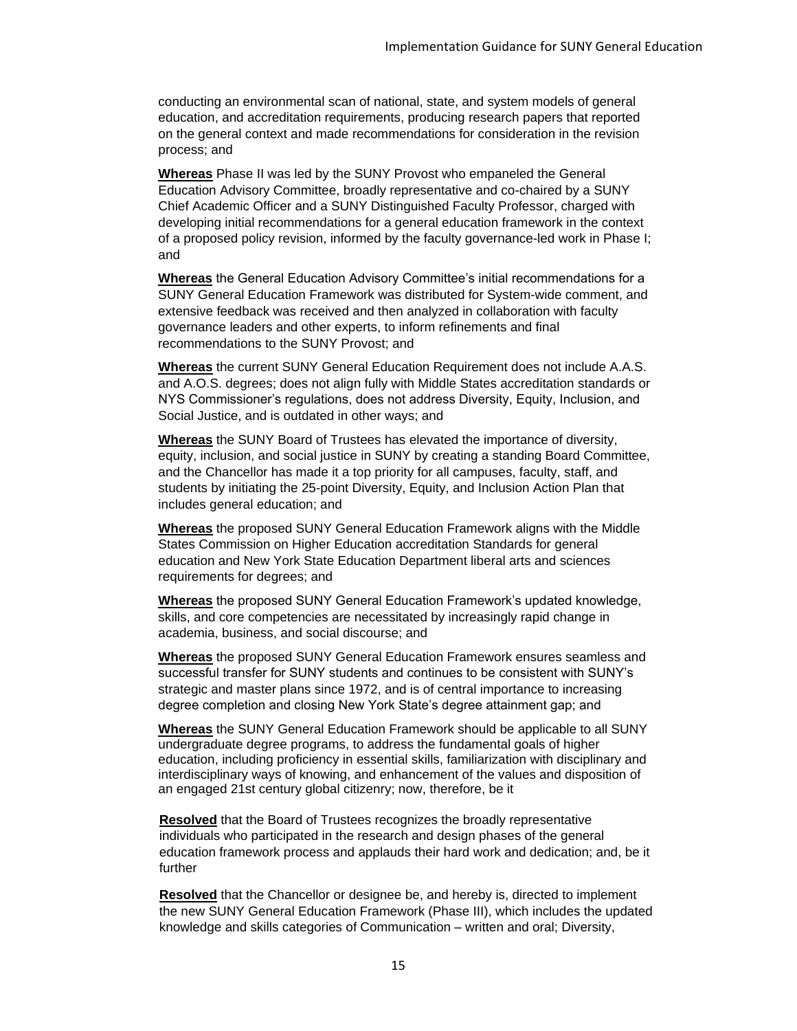conducting an environmental scan of national, state, and system models of general education, and accreditation requirements, producing research papers that reported on the general context and made recommendations for consideration in the revision process; and

**Whereas** Phase II was led by the SUNY Provost who empaneled the General Education Advisory Committee, broadly representative and co-chaired by a SUNY Chief Academic Officer and a SUNY Distinguished Faculty Professor, charged with developing initial recommendations for a general education framework in the context of a proposed policy revision, informed by the faculty governance-led work in Phase I; and

**Whereas** the General Education Advisory Committee's initial recommendations for a SUNY General Education Framework was distributed for System-wide comment, and extensive feedback was received and then analyzed in collaboration with faculty governance leaders and other experts, to inform refinements and final recommendations to the SUNY Provost; and

**Whereas** the current SUNY General Education Requirement does not include A.A.S. and A.O.S. degrees; does not align fully with Middle States accreditation standards or NYS Commissioner's regulations, does not address Diversity, Equity, Inclusion, and Social Justice, and is outdated in other ways; and

**Whereas** the SUNY Board of Trustees has elevated the importance of diversity, equity, inclusion, and social justice in SUNY by creating a standing Board Committee, and the Chancellor has made it a top priority for all campuses, faculty, staff, and students by initiating the 25-point Diversity, Equity, and Inclusion Action Plan that includes general education; and

**Whereas** the proposed SUNY General Education Framework aligns with the Middle States Commission on Higher Education accreditation Standards for general education and New York State Education Department liberal arts and sciences requirements for degrees; and

**Whereas** the proposed SUNY General Education Framework's updated knowledge, skills, and core competencies are necessitated by increasingly rapid change in academia, business, and social discourse; and

**Whereas** the proposed SUNY General Education Framework ensures seamless and successful transfer for SUNY students and continues to be consistent with SUNY's strategic and master plans since 1972, and is of central importance to increasing degree completion and closing New York State's degree attainment gap; and

**Whereas** the SUNY General Education Framework should be applicable to all SUNY undergraduate degree programs, to address the fundamental goals of higher education, including proficiency in essential skills, familiarization with disciplinary and interdisciplinary ways of knowing, and enhancement of the values and disposition of an engaged 21st century global citizenry; now, therefore, be it

**Resolved** that the Board of Trustees recognizes the broadly representative individuals who participated in the research and design phases of the general education framework process and applauds their hard work and dedication; and, be it further

**Resolved** that the Chancellor or designee be, and hereby is, directed to implement the new SUNY General Education Framework (Phase III), which includes the updated knowledge and skills categories of Communication – written and oral; Diversity,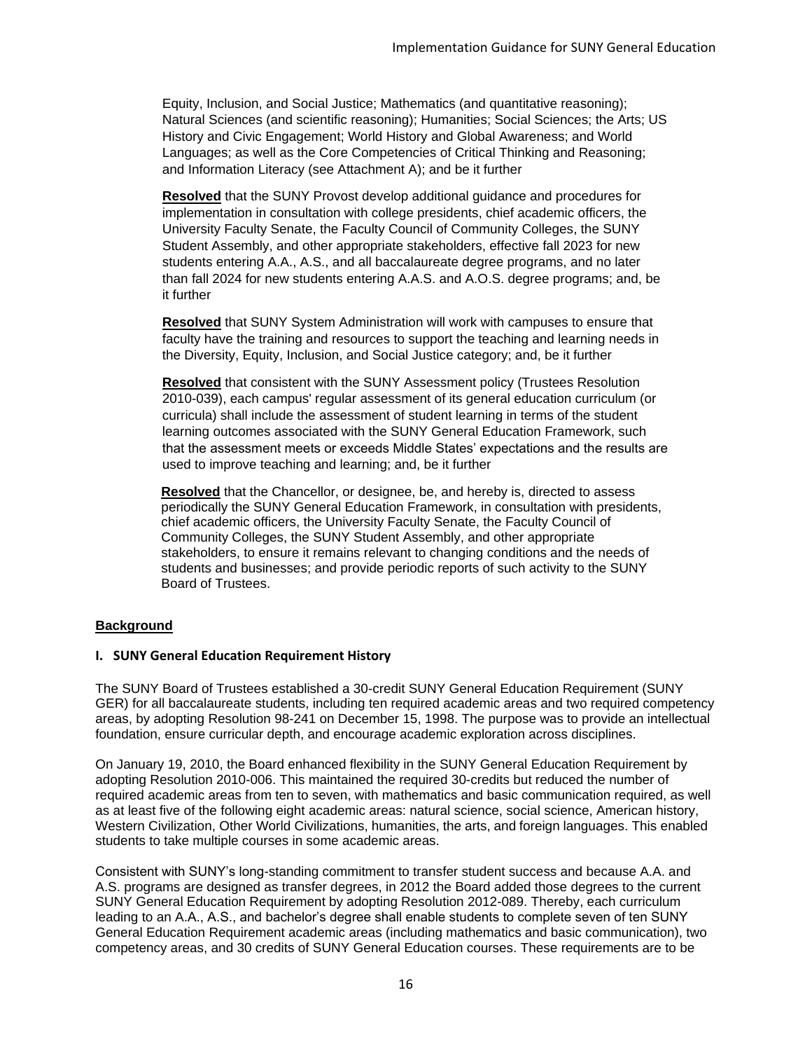Equity, Inclusion, and Social Justice; Mathematics (and quantitative reasoning); Natural Sciences (and scientific reasoning); Humanities; Social Sciences; the Arts; US History and Civic Engagement; World History and Global Awareness; and World Languages; as well as the Core Competencies of Critical Thinking and Reasoning; and Information Literacy (see Attachment A); and be it further

**Resolved** that the SUNY Provost develop additional guidance and procedures for implementation in consultation with college presidents, chief academic officers, the University Faculty Senate, the Faculty Council of Community Colleges, the SUNY Student Assembly, and other appropriate stakeholders, effective fall 2023 for new students entering A.A., A.S., and all baccalaureate degree programs, and no later than fall 2024 for new students entering A.A.S. and A.O.S. degree programs; and, be it further

**Resolved** that SUNY System Administration will work with campuses to ensure that faculty have the training and resources to support the teaching and learning needs in the Diversity, Equity, Inclusion, and Social Justice category; and, be it further

**Resolved** that consistent with the SUNY Assessment policy (Trustees Resolution 2010-039), each campus' regular assessment of its general education curriculum (or curricula) shall include the assessment of student learning in terms of the student learning outcomes associated with the SUNY General Education Framework, such that the assessment meets or exceeds Middle States' expectations and the results are used to improve teaching and learning; and, be it further

**Resolved** that the Chancellor, or designee, be, and hereby is, directed to assess periodically the SUNY General Education Framework, in consultation with presidents, chief academic officers, the University Faculty Senate, the Faculty Council of Community Colleges, the SUNY Student Assembly, and other appropriate stakeholders, to ensure it remains relevant to changing conditions and the needs of students and businesses; and provide periodic reports of such activity to the SUNY Board of Trustees.

## Background

### I. SUNY General Education Requirement History

The SUNY Board of Trustees established a 30-credit SUNY General Education Requirement (SUNY GER) for all baccalaureate students, including ten required academic areas and two required competency areas, by adopting Resolution 98-241 on December 15, 1998. The purpose was to provide an intellectual foundation, ensure curricular depth, and encourage academic exploration across disciplines.

On January 19, 2010, the Board enhanced flexibility in the SUNY General Education Requirement by adopting Resolution 2010-006. This maintained the required 30-credits but reduced the number of required academic areas from ten to seven, with mathematics and basic communication required, as well as at least five of the following eight academic areas: natural science, social science, American history, Western Civilization, Other World Civilizations, humanities, the arts, and foreign languages. This enabled students to take multiple courses in some academic areas.

Consistent with SUNY's long-standing commitment to transfer student success and because A.A. and A.S. programs are designed as transfer degrees, in 2012 the Board added those degrees to the current SUNY General Education Requirement by adopting Resolution 2012-089. Thereby, each curriculum leading to an A.A., A.S., and bachelor's degree shall enable students to complete seven of ten SUNY General Education Requirement academic areas (including mathematics and basic communication), two competency areas, and 30 credits of SUNY General Education courses. These requirements are to be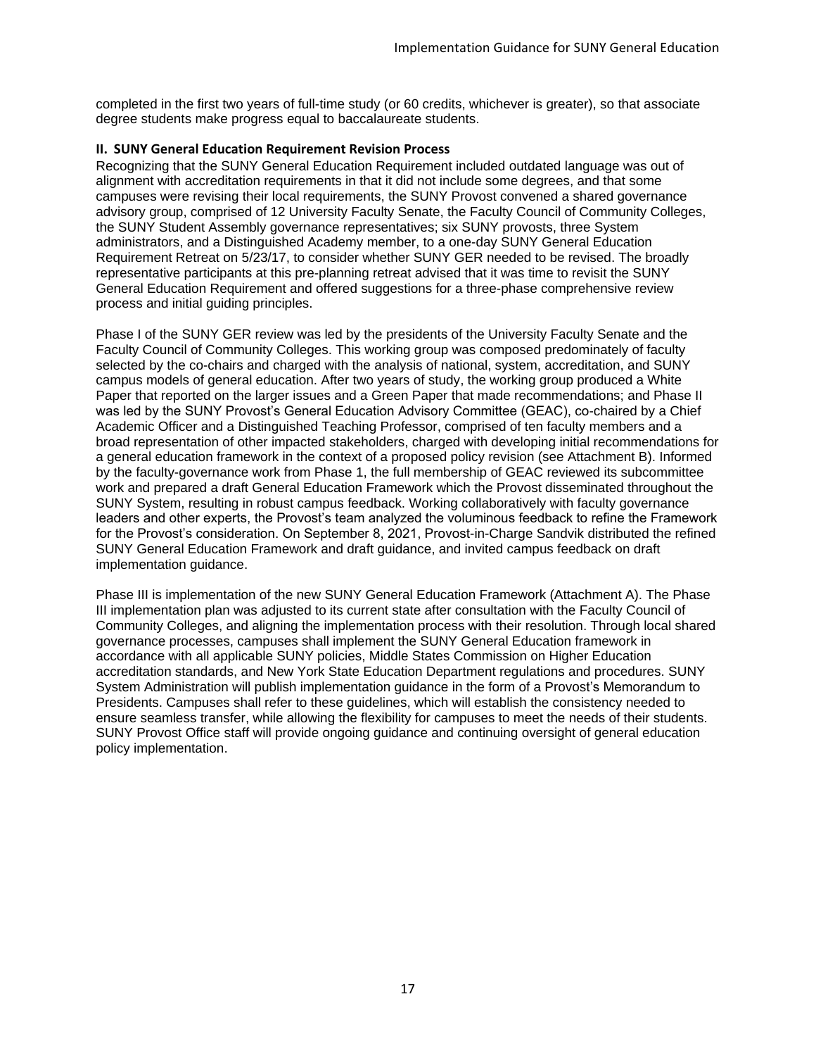completed in the first two years of full-time study (or 60 credits, whichever is greater), so that associate degree students make progress equal to baccalaureate students.

### II. SUNY General Education Requirement Revision Process

Recognizing that the SUNY General Education Requirement included outdated language was out of alignment with accreditation requirements in that it did not include some degrees, and that some campuses were revising their local requirements, the SUNY Provost convened a shared governance advisory group, comprised of 12 University Faculty Senate, the Faculty Council of Community Colleges, the SUNY Student Assembly governance representatives; six SUNY provosts, three System administrators, and a Distinguished Academy member, to a one-day SUNY General Education Requirement Retreat on 5/23/17, to consider whether SUNY GER needed to be revised. The broadly representative participants at this pre-planning retreat advised that it was time to revisit the SUNY General Education Requirement and offered suggestions for a three-phase comprehensive review process and initial guiding principles.

Phase I of the SUNY GER review was led by the presidents of the University Faculty Senate and the Faculty Council of Community Colleges. This working group was composed predominately of faculty selected by the co-chairs and charged with the analysis of national, system, accreditation, and SUNY campus models of general education. After two years of study, the working group produced a White Paper that reported on the larger issues and a Green Paper that made recommendations; and Phase II was led by the SUNY Provost's General Education Advisory Committee (GEAC), co-chaired by a Chief Academic Officer and a Distinguished Teaching Professor, comprised of ten faculty members and a broad representation of other impacted stakeholders, charged with developing initial recommendations for a general education framework in the context of a proposed policy revision (see Attachment B). Informed by the faculty-governance work from Phase 1, the full membership of GEAC reviewed its subcommittee work and prepared a draft General Education Framework which the Provost disseminated throughout the SUNY System, resulting in robust campus feedback. Working collaboratively with faculty governance leaders and other experts, the Provost's team analyzed the voluminous feedback to refine the Framework for the Provost's consideration. On September 8, 2021, Provost-in-Charge Sandvik distributed the refined SUNY General Education Framework and draft guidance, and invited campus feedback on draft implementation guidance.

Phase III is implementation of the new SUNY General Education Framework (Attachment A). The Phase III implementation plan was adjusted to its current state after consultation with the Faculty Council of Community Colleges, and aligning the implementation process with their resolution. Through local shared governance processes, campuses shall implement the SUNY General Education framework in accordance with all applicable SUNY policies, Middle States Commission on Higher Education accreditation standards, and New York State Education Department regulations and procedures. SUNY System Administration will publish implementation guidance in the form of a Provost's Memorandum to Presidents. Campuses shall refer to these guidelines, which will establish the consistency needed to ensure seamless transfer, while allowing the flexibility for campuses to meet the needs of their students. SUNY Provost Office staff will provide ongoing guidance and continuing oversight of general education policy implementation.